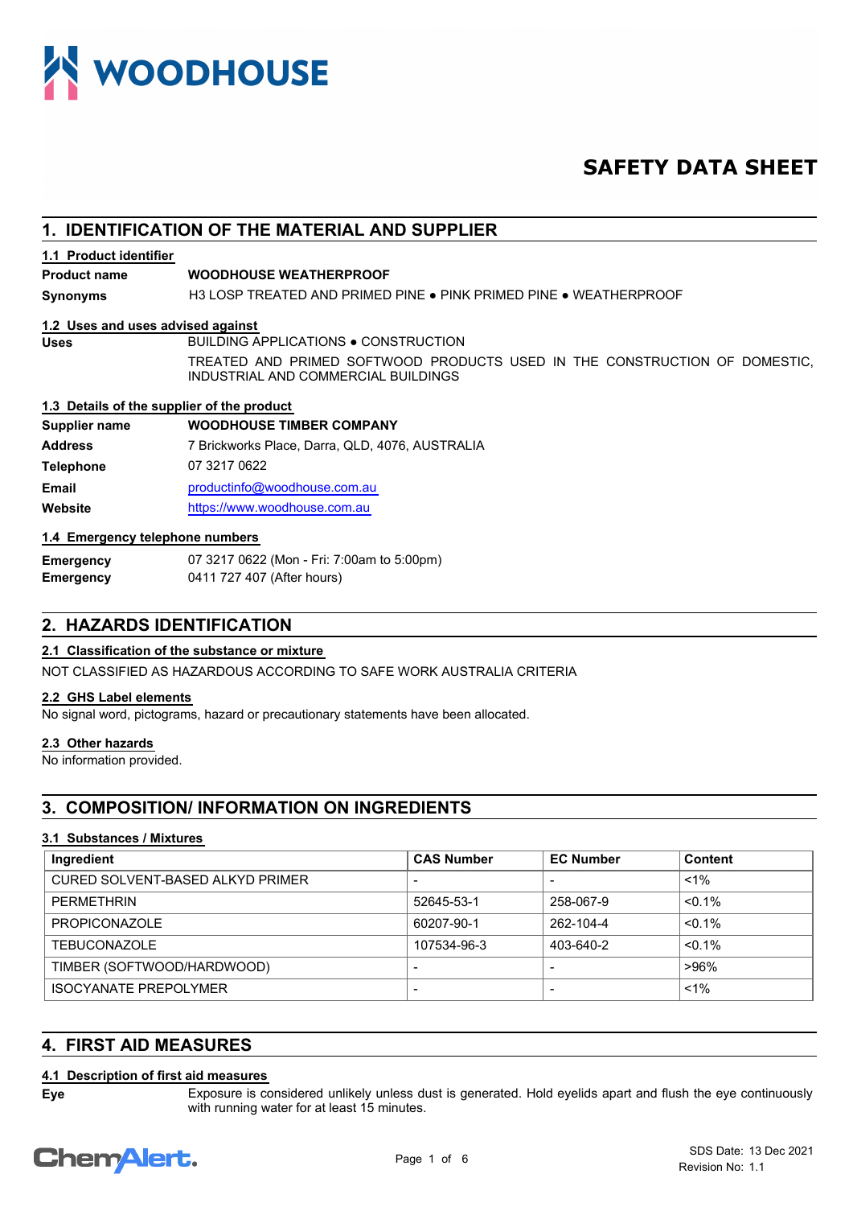# SAFETY DATA SHEET

## 1. IDENTIFICATION OF THE MATERIAL AND SUPPLIER

### 1.1 Product identifier

**Product name** **WOODHOUSE WEATHERPROOF**

**Synonyms** H3 LOSP TREATED AND PRIMED PINE ● PINK PRIMED PINE ● WEATHERPROOF

### 1.2 Uses and uses advised against

**Uses** BUILDING APPLICATIONS ● CONSTRUCTION

TREATED AND PRIMED SOFTWOOD PRODUCTS USED IN THE CONSTRUCTION OF DOMESTIC, INDUSTRIAL AND COMMERCIAL BUILDINGS

### 1.3 Details of the supplier of the product

**Supplier name** **WOODHOUSE TIMBER COMPANY**

**Address** 7 Brickworks Place, Darra, QLD, 4076, AUSTRALIA

**Telephone** 07 3217 0622

**Email** productinfo@woodhouse.com.au

**Website** https://www.woodhouse.com.au

### 1.4 Emergency telephone numbers

**Emergency** 07 3217 0622 (Mon - Fri: 7:00am to 5:00pm)

**Emergency** 0411 727 407 (After hours)

## 2. HAZARDS IDENTIFICATION

### 2.1 Classification of the substance or mixture

NOT CLASSIFIED AS HAZARDOUS ACCORDING TO SAFE WORK AUSTRALIA CRITERIA

### 2.2 GHS Label elements

No signal word, pictograms, hazard or precautionary statements have been allocated.

### 2.3 Other hazards

No information provided.

## 3. COMPOSITION/ INFORMATION ON INGREDIENTS

### 3.1 Substances / Mixtures

| Ingredient | CAS Number | EC Number | Content |
|---|---|---|---|
| CURED SOLVENT-BASED ALKYD PRIMER | - | - | <1% |
| PERMETHRIN | 52645-53-1 | 258-067-9 | <0.1% |
| PROPICONAZOLE | 60207-90-1 | 262-104-4 | <0.1% |
| TEBUCONAZOLE | 107534-96-3 | 403-640-2 | <0.1% |
| TIMBER (SOFTWOOD/HARDWOOD) | - | - | >96% |
| ISOCYANATE PREPOLYMER | - | - | <1% |

## 4. FIRST AID MEASURES

### 4.1 Description of first aid measures

**Eye** Exposure is considered unlikely unless dust is generated. Hold eyelids apart and flush the eye continuously with running water for at least 15 minutes.

SDS Date: 13 Dec 2021
Revision No: 1.1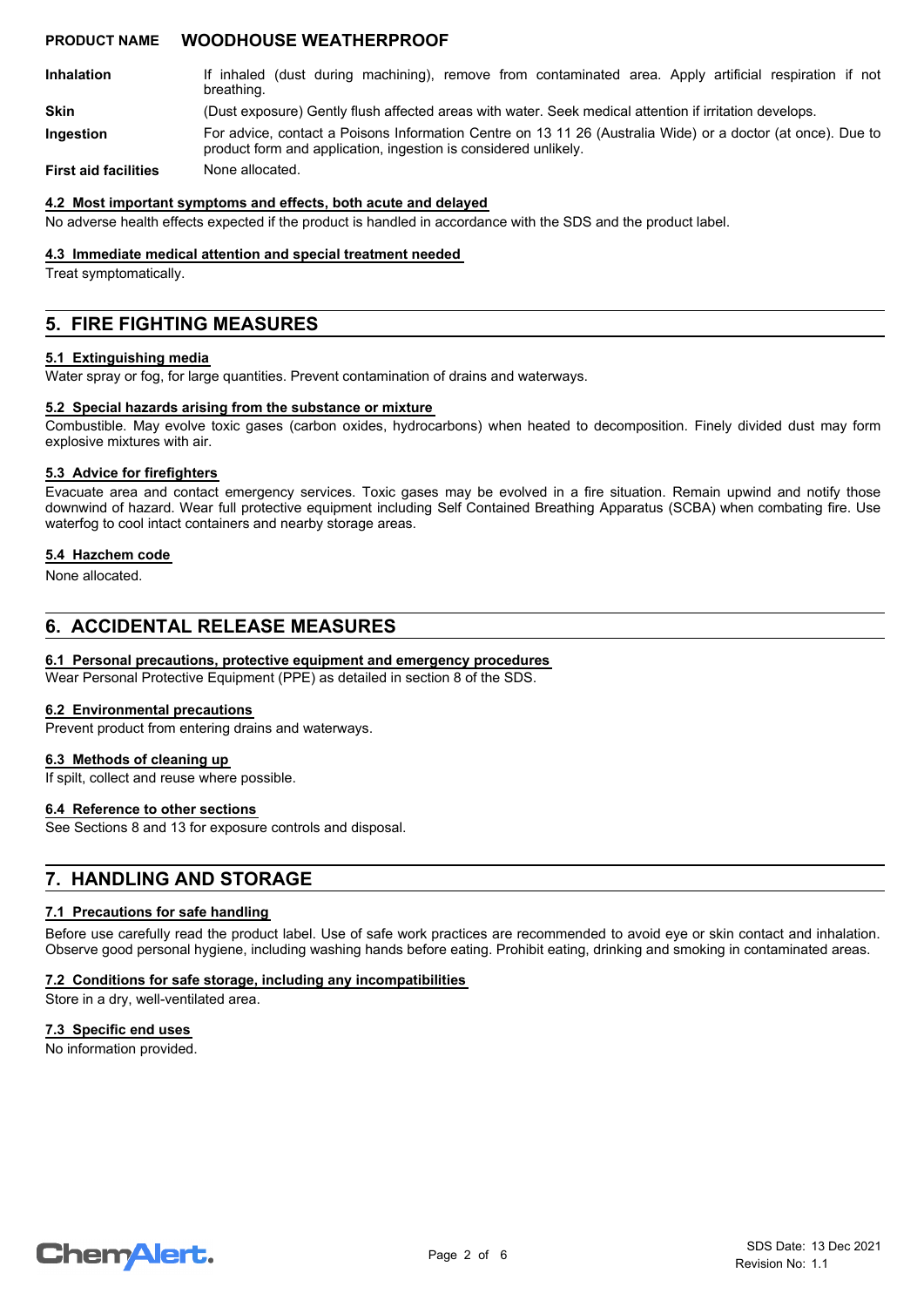**PRODUCT NAME** **WOODHOUSE WEATHERPROOF**

| | |
|---|---|
| **Inhalation** | If inhaled (dust during machining), remove from contaminated area. Apply artificial respiration if not breathing. |
| **Skin** | (Dust exposure) Gently flush affected areas with water. Seek medical attention if irritation develops. |
| **Ingestion** | For advice, contact a Poisons Information Centre on 13 11 26 (Australia Wide) or a doctor (at once). Due to product form and application, ingestion is considered unlikely. |
| **First aid facilities** | None allocated. |

### 4.2 Most important symptoms and effects, both acute and delayed

No adverse health effects expected if the product is handled in accordance with the SDS and the product label.

### 4.3 Immediate medical attention and special treatment needed

Treat symptomatically.

## 5. FIRE FIGHTING MEASURES

### 5.1 Extinguishing media

Water spray or fog, for large quantities. Prevent contamination of drains and waterways.

### 5.2 Special hazards arising from the substance or mixture

Combustible. May evolve toxic gases (carbon oxides, hydrocarbons) when heated to decomposition. Finely divided dust may form explosive mixtures with air.

### 5.3 Advice for firefighters

Evacuate area and contact emergency services. Toxic gases may be evolved in a fire situation. Remain upwind and notify those downwind of hazard. Wear full protective equipment including Self Contained Breathing Apparatus (SCBA) when combating fire. Use waterfog to cool intact containers and nearby storage areas.

### 5.4 Hazchem code

None allocated.

## 6. ACCIDENTAL RELEASE MEASURES

### 6.1 Personal precautions, protective equipment and emergency procedures

Wear Personal Protective Equipment (PPE) as detailed in section 8 of the SDS.

### 6.2 Environmental precautions

Prevent product from entering drains and waterways.

### 6.3 Methods of cleaning up

If spilt, collect and reuse where possible.

### 6.4 Reference to other sections

See Sections 8 and 13 for exposure controls and disposal.

## 7. HANDLING AND STORAGE

### 7.1 Precautions for safe handling

Before use carefully read the product label. Use of safe work practices are recommended to avoid eye or skin contact and inhalation. Observe good personal hygiene, including washing hands before eating. Prohibit eating, drinking and smoking in contaminated areas.

### 7.2 Conditions for safe storage, including any incompatibilities

Store in a dry, well-ventilated area.

### 7.3 Specific end uses

No information provided.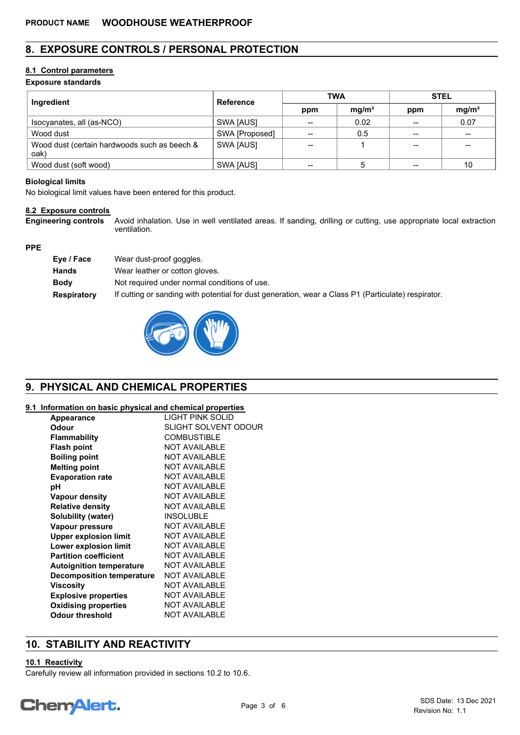# 8. EXPOSURE CONTROLS / PERSONAL PROTECTION

## 8.1 Control parameters

**Exposure standards**

| Ingredient | Reference | TWA | | STEL | |
|---|---|---|---|---|---|
| | | ppm | mg/m³ | ppm | mg/m³ |
| Isocyanates, all (as-NCO) | SWA [AUS] | -- | 0.02 | -- | 0.07 |
| Wood dust | SWA [Proposed] | -- | 0.5 | -- | -- |
| Wood dust (certain hardwoods such as beech & oak) | SWA [AUS] | -- | 1 | -- | -- |
| Wood dust (soft wood) | SWA [AUS] | -- | 5 | -- | 10 |

**Biological limits**

No biological limit values have been entered for this product.

## 8.2 Exposure controls

**Engineering controls** Avoid inhalation. Use in well ventilated areas. If sanding, drilling or cutting, use appropriate local extraction ventilation.

**PPE**

**Eye / Face** Wear dust-proof goggles.

**Hands** Wear leather or cotton gloves.

**Body** Not required under normal conditions of use.

**Respiratory** If cutting or sanding with potential for dust generation, wear a Class P1 (Particulate) respirator.

# 9. PHYSICAL AND CHEMICAL PROPERTIES

## 9.1 Information on basic physical and chemical properties

| | |
|---|---|
| **Appearance** | LIGHT PINK SOLID |
| **Odour** | SLIGHT SOLVENT ODOUR |
| **Flammability** | COMBUSTIBLE |
| **Flash point** | NOT AVAILABLE |
| **Boiling point** | NOT AVAILABLE |
| **Melting point** | NOT AVAILABLE |
| **Evaporation rate** | NOT AVAILABLE |
| **pH** | NOT AVAILABLE |
| **Vapour density** | NOT AVAILABLE |
| **Relative density** | NOT AVAILABLE |
| **Solubility (water)** | INSOLUBLE |
| **Vapour pressure** | NOT AVAILABLE |
| **Upper explosion limit** | NOT AVAILABLE |
| **Lower explosion limit** | NOT AVAILABLE |
| **Partition coefficient** | NOT AVAILABLE |
| **Autoignition temperature** | NOT AVAILABLE |
| **Decomposition temperature** | NOT AVAILABLE |
| **Viscosity** | NOT AVAILABLE |
| **Explosive properties** | NOT AVAILABLE |
| **Oxidising properties** | NOT AVAILABLE |
| **Odour threshold** | NOT AVAILABLE |

# 10. STABILITY AND REACTIVITY

## 10.1 Reactivity

Carefully review all information provided in sections 10.2 to 10.6.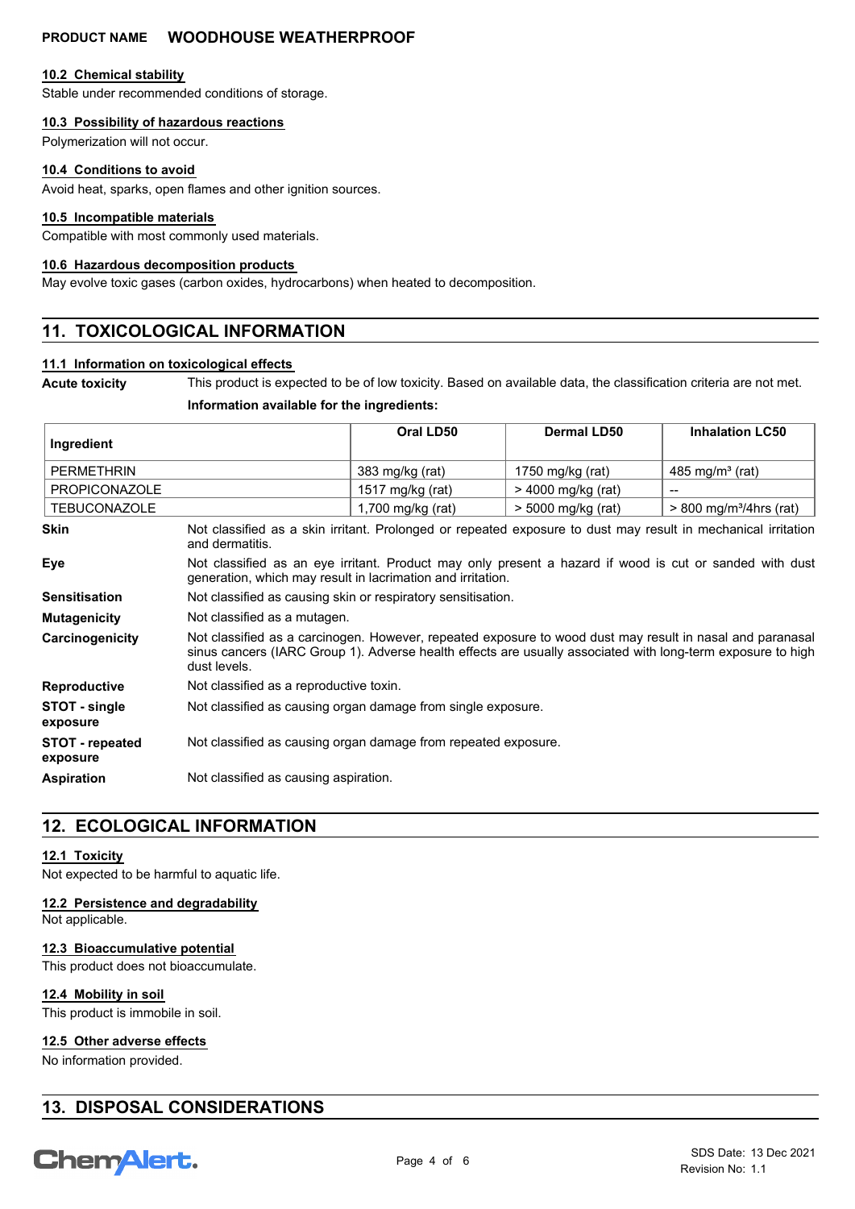#### 10.2 Chemical stability

Stable under recommended conditions of storage.

#### 10.3 Possibility of hazardous reactions

Polymerization will not occur.

#### 10.4 Conditions to avoid

Avoid heat, sparks, open flames and other ignition sources.

#### 10.5 Incompatible materials

Compatible with most commonly used materials.

#### 10.6 Hazardous decomposition products

May evolve toxic gases (carbon oxides, hydrocarbons) when heated to decomposition.

## 11. TOXICOLOGICAL INFORMATION

#### 11.1 Information on toxicological effects

**Acute toxicity** This product is expected to be of low toxicity. Based on available data, the classification criteria are not met.

**Information available for the ingredients:**

| Ingredient | Oral LD50 | Dermal LD50 | Inhalation LC50 |
|---|---|---|---|
| PERMETHRIN | 383 mg/kg (rat) | 1750 mg/kg (rat) | 485 mg/m³ (rat) |
| PROPICONAZOLE | 1517 mg/kg (rat) | > 4000 mg/kg (rat) | -- |
| TEBUCONAZOLE | 1,700 mg/kg (rat) | > 5000 mg/kg (rat) | > 800 mg/m³/4hrs (rat) |

**Skin** Not classified as a skin irritant. Prolonged or repeated exposure to dust may result in mechanical irritation and dermatitis.

**Eye** Not classified as an eye irritant. Product may only present a hazard if wood is cut or sanded with dust generation, which may result in lacrimation and irritation.

**Sensitisation** Not classified as causing skin or respiratory sensitisation.

**Mutagenicity** Not classified as a mutagen.

**Carcinogenicity** Not classified as a carcinogen. However, repeated exposure to wood dust may result in nasal and paranasal sinus cancers (IARC Group 1). Adverse health effects are usually associated with long-term exposure to high dust levels.

**Reproductive** Not classified as a reproductive toxin.

**STOT - single exposure** Not classified as causing organ damage from single exposure.

**STOT - repeated exposure** Not classified as causing organ damage from repeated exposure.

**Aspiration** Not classified as causing aspiration.

## 12. ECOLOGICAL INFORMATION

#### 12.1 Toxicity

Not expected to be harmful to aquatic life.

#### 12.2 Persistence and degradability

Not applicable.

#### 12.3 Bioaccumulative potential

This product does not bioaccumulate.

#### 12.4 Mobility in soil

This product is immobile in soil.

#### 12.5 Other adverse effects

No information provided.

## 13. DISPOSAL CONSIDERATIONS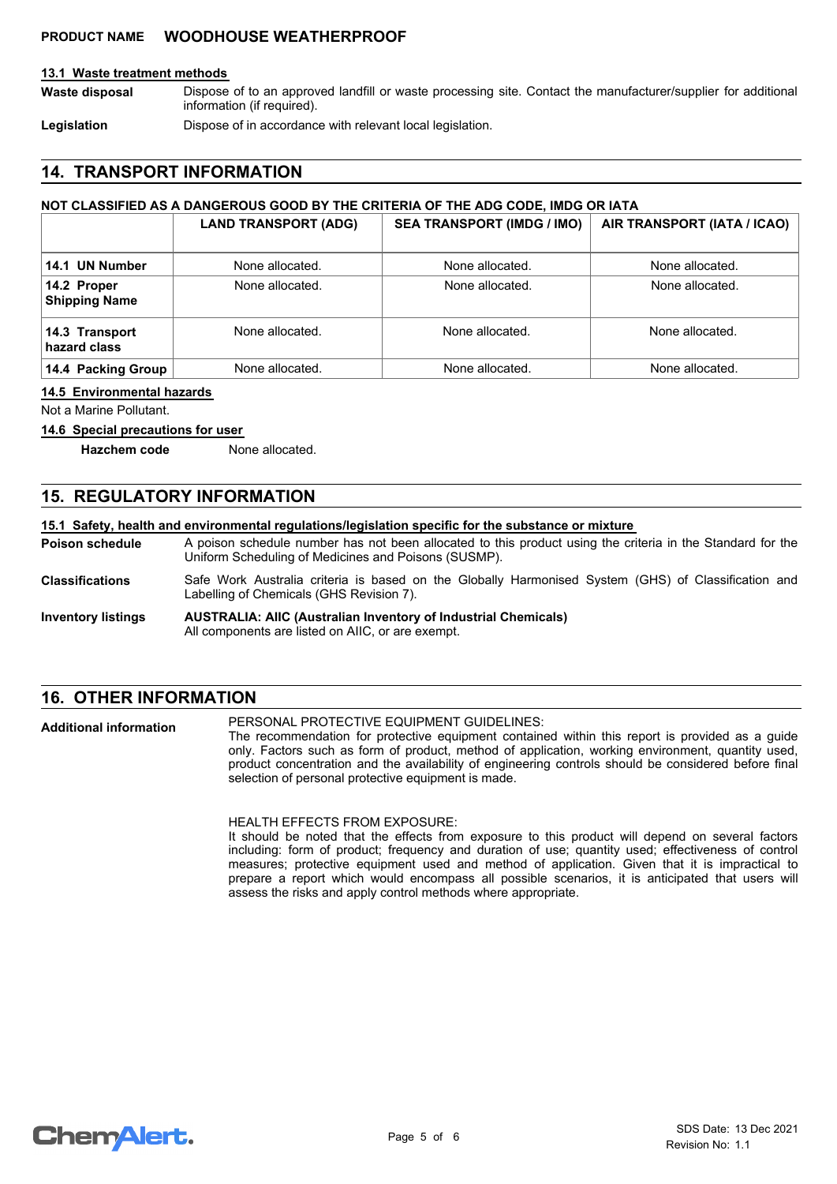### 13.1 Waste treatment methods

**Waste disposal** Dispose of to an approved landfill or waste processing site. Contact the manufacturer/supplier for additional information (if required).

**Legislation** Dispose of in accordance with relevant local legislation.

## 14. TRANSPORT INFORMATION

**NOT CLASSIFIED AS A DANGEROUS GOOD BY THE CRITERIA OF THE ADG CODE, IMDG OR IATA**

| | LAND TRANSPORT (ADG) | SEA TRANSPORT (IMDG / IMO) | AIR TRANSPORT (IATA / ICAO) |
|---|---|---|---|
| **14.1 UN Number** | None allocated. | None allocated. | None allocated. |
| **14.2 Proper Shipping Name** | None allocated. | None allocated. | None allocated. |
| **14.3 Transport hazard class** | None allocated. | None allocated. | None allocated. |
| **14.4 Packing Group** | None allocated. | None allocated. | None allocated. |

### 14.5 Environmental hazards

Not a Marine Pollutant.

### 14.6 Special precautions for user

**Hazchem code** None allocated.

## 15. REGULATORY INFORMATION

### 15.1 Safety, health and environmental regulations/legislation specific for the substance or mixture

**Poison schedule** A poison schedule number has not been allocated to this product using the criteria in the Standard for the Uniform Scheduling of Medicines and Poisons (SUSMP).

**Classifications** Safe Work Australia criteria is based on the Globally Harmonised System (GHS) of Classification and Labelling of Chemicals (GHS Revision 7).

**Inventory listings** **AUSTRALIA: AIIC (Australian Inventory of Industrial Chemicals)**
All components are listed on AIIC, or are exempt.

## 16. OTHER INFORMATION

**Additional information**

PERSONAL PROTECTIVE EQUIPMENT GUIDELINES:
The recommendation for protective equipment contained within this report is provided as a guide only. Factors such as form of product, method of application, working environment, quantity used, product concentration and the availability of engineering controls should be considered before final selection of personal protective equipment is made.

HEALTH EFFECTS FROM EXPOSURE:
It should be noted that the effects from exposure to this product will depend on several factors including: form of product; frequency and duration of use; quantity used; effectiveness of control measures; protective equipment used and method of application. Given that it is impractical to prepare a report which would encompass all possible scenarios, it is anticipated that users will assess the risks and apply control methods where appropriate.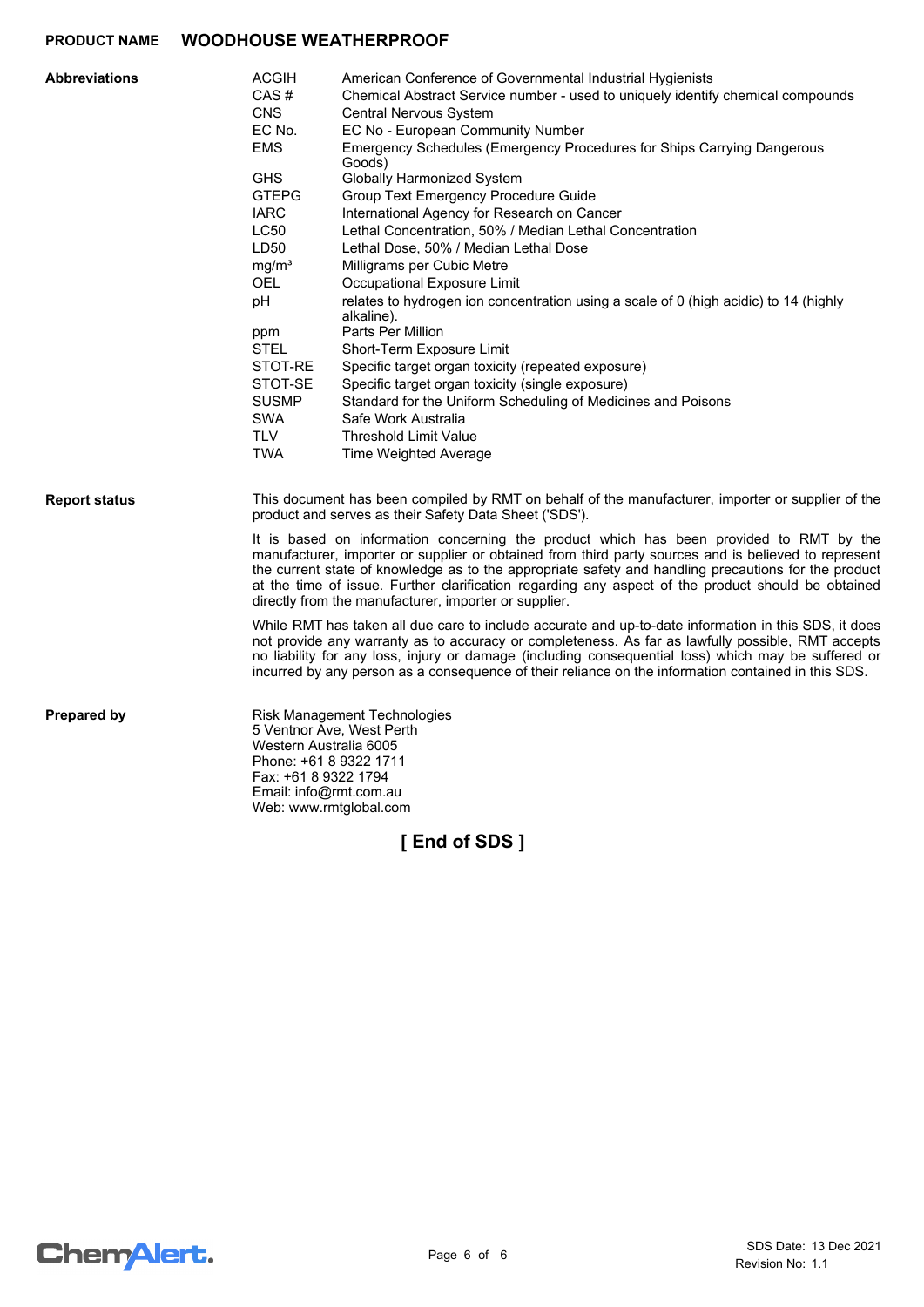**PRODUCT NAME** **WOODHOUSE WEATHERPROOF**

**Abbreviations**

| | |
|---|---|
| ACGIH | American Conference of Governmental Industrial Hygienists |
| CAS # | Chemical Abstract Service number - used to uniquely identify chemical compounds |
| CNS | Central Nervous System |
| EC No. | EC No - European Community Number |
| EMS | Emergency Schedules (Emergency Procedures for Ships Carrying Dangerous Goods) |
| GHS | Globally Harmonized System |
| GTEPG | Group Text Emergency Procedure Guide |
| IARC | International Agency for Research on Cancer |
| LC50 | Lethal Concentration, 50% / Median Lethal Concentration |
| LD50 | Lethal Dose, 50% / Median Lethal Dose |
| $mg/m^3$ | Milligrams per Cubic Metre |
| OEL | Occupational Exposure Limit |
| pH | relates to hydrogen ion concentration using a scale of 0 (high acidic) to 14 (highly alkaline). |
| ppm | Parts Per Million |
| STEL | Short-Term Exposure Limit |
| STOT-RE | Specific target organ toxicity (repeated exposure) |
| STOT-SE | Specific target organ toxicity (single exposure) |
| SUSMP | Standard for the Uniform Scheduling of Medicines and Poisons |
| SWA | Safe Work Australia |
| TLV | Threshold Limit Value |
| TWA | Time Weighted Average |

**Report status**

This document has been compiled by RMT on behalf of the manufacturer, importer or supplier of the product and serves as their Safety Data Sheet ('SDS').

It is based on information concerning the product which has been provided to RMT by the manufacturer, importer or supplier or obtained from third party sources and is believed to represent the current state of knowledge as to the appropriate safety and handling precautions for the product at the time of issue. Further clarification regarding any aspect of the product should be obtained directly from the manufacturer, importer or supplier.

While RMT has taken all due care to include accurate and up-to-date information in this SDS, it does not provide any warranty as to accuracy or completeness. As far as lawfully possible, RMT accepts no liability for any loss, injury or damage (including consequential loss) which may be suffered or incurred by any person as a consequence of their reliance on the information contained in this SDS.

**Prepared by**

Risk Management Technologies
5 Ventnor Ave, West Perth
Western Australia 6005
Phone: +61 8 9322 1711
Fax: +61 8 9322 1794
Email: info@rmt.com.au
Web: www.rmtglobal.com

**[ End of SDS ]**

SDS Date: 13 Dec 2021
Revision No: 1.1